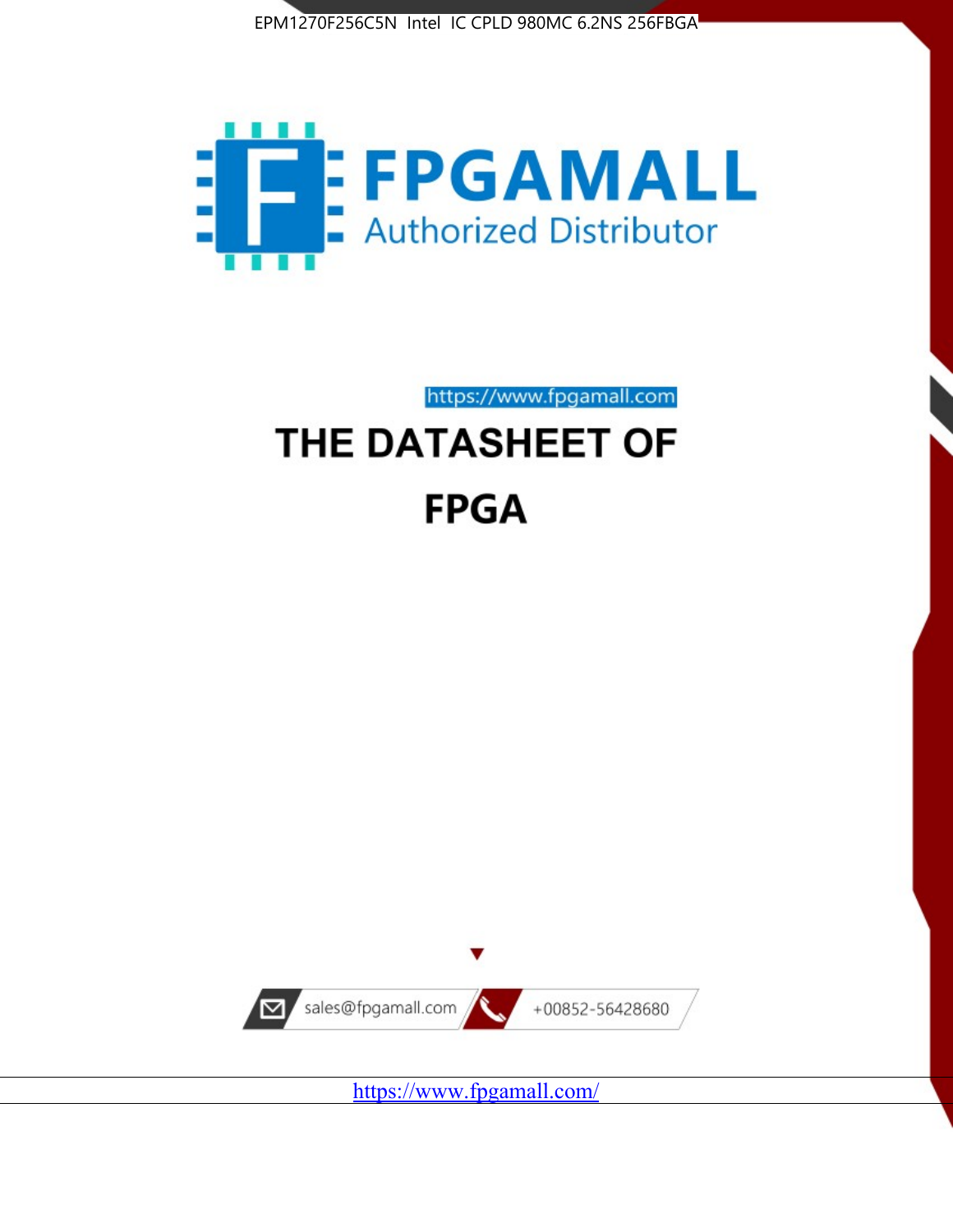EPM1270F256C5N Intel IC CPLD 980MC 6.2NS 256FBGA

FPGAMALL

Authorized Distributor

https://www.fpgamall.com

# THE DATASHEET OF

# FPGA

sales@fpgamall.com

+00852-56428680

https://www.fpgamall.com/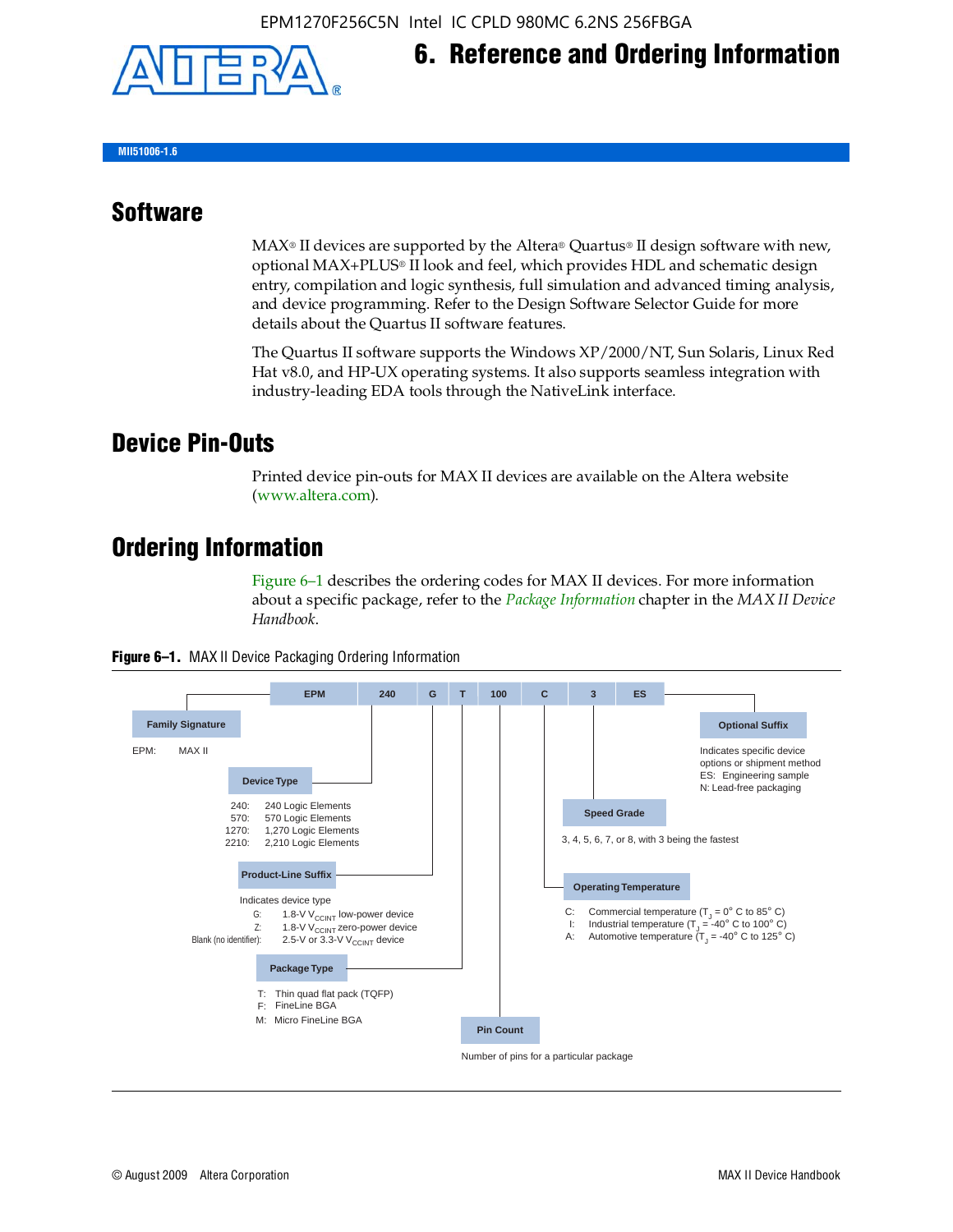EPM1270F256C5N Intel IC CPLD 980MC 6.2NS 256FBGA

# 6. Reference and Ordering Information

MII51006-1.6

## Software

MAX® II devices are supported by the Altera® Quartus® II design software with new, optional MAX+PLUS® II look and feel, which provides HDL and schematic design entry, compilation and logic synthesis, full simulation and advanced timing analysis, and device programming. Refer to the Design Software Selector Guide for more details about the Quartus II software features.

The Quartus II software supports the Windows XP/2000/NT, Sun Solaris, Linux Red Hat v8.0, and HP-UX operating systems. It also supports seamless integration with industry-leading EDA tools through the NativeLink interface.

## Device Pin-Outs

Printed device pin-outs for MAX II devices are available on the Altera website (www.altera.com).

## Ordering Information

Figure 6–1 describes the ordering codes for MAX II devices. For more information about a specific package, refer to the *Package Information* chapter in the *MAX II Device Handbook*.

**Figure 6–1.** MAX II Device Packaging Ordering Information

| EPM | 240 | G | T | 100 | C | 3 | ES |
|---|---|---|---|---|---|---|---|

**Family Signature**

EPM: MAX II

**Device Type**

- 240: 240 Logic Elements
- 570: 570 Logic Elements
- 1270: 1,270 Logic Elements
- 2210: 2,210 Logic Elements

**Product-Line Suffix**

Indicates device type

- G: 1.8-V $V_{CCINT}$ low-power device
- Z: 1.8-V $V_{CCINT}$ zero-power device
- Blank (no identifier): 2.5-V or 3.3-V $V_{CCINT}$ device

**Package Type**

- T: Thin quad flat pack (TQFP)
- F: FineLine BGA
- M: Micro FineLine BGA

**Pin Count**

Number of pins for a particular package

**Operating Temperature**

- C: Commercial temperature ($T_J$ = 0° C to 85° C)
- I: Industrial temperature ($T_J$ = -40° C to 100° C)
- A: Automotive temperature ($T_J$ = -40° C to 125° C)

**Speed Grade**

3, 4, 5, 6, 7, or 8, with 3 being the fastest

**Optional Suffix**

Indicates specific device options or shipment method

- ES: Engineering sample
- N: Lead-free packaging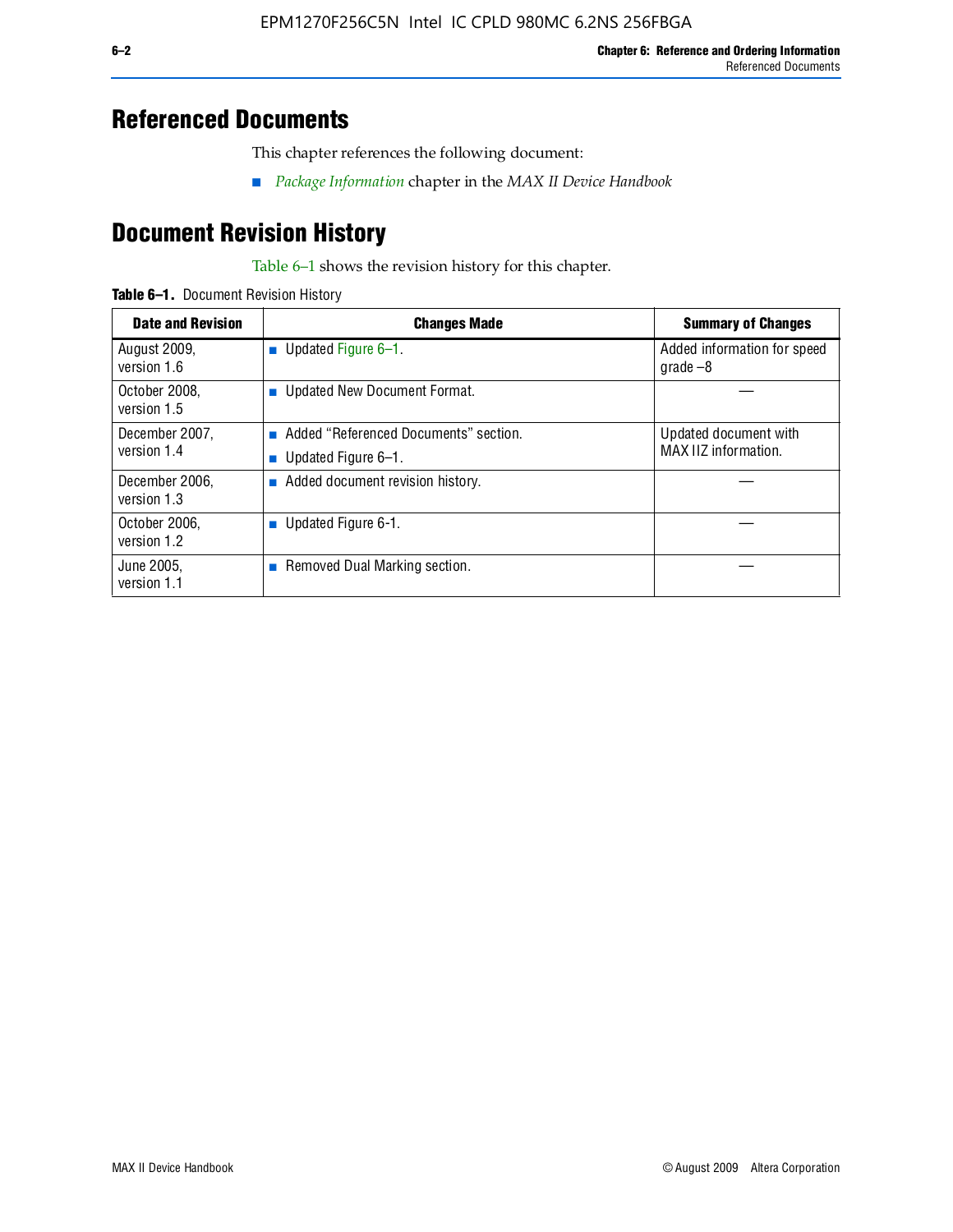## Referenced Documents

This chapter references the following document:

- *Package Information* chapter in the *MAX II Device Handbook*

## Document Revision History

Table 6–1 shows the revision history for this chapter.

**Table 6–1.** Document Revision History

| Date and Revision | Changes Made | Summary of Changes |
|---|---|---|
| August 2009, version 1.6 | ■ Updated Figure 6–1. | Added information for speed grade –8 |
| October 2008, version 1.5 | ■ Updated New Document Format. | — |
| December 2007, version 1.4 | ■ Added "Referenced Documents" section. ■ Updated Figure 6–1. | Updated document with MAX IIZ information. |
| December 2006, version 1.3 | ■ Added document revision history. | — |
| October 2006, version 1.2 | ■ Updated Figure 6-1. | — |
| June 2005, version 1.1 | ■ Removed Dual Marking section. | — |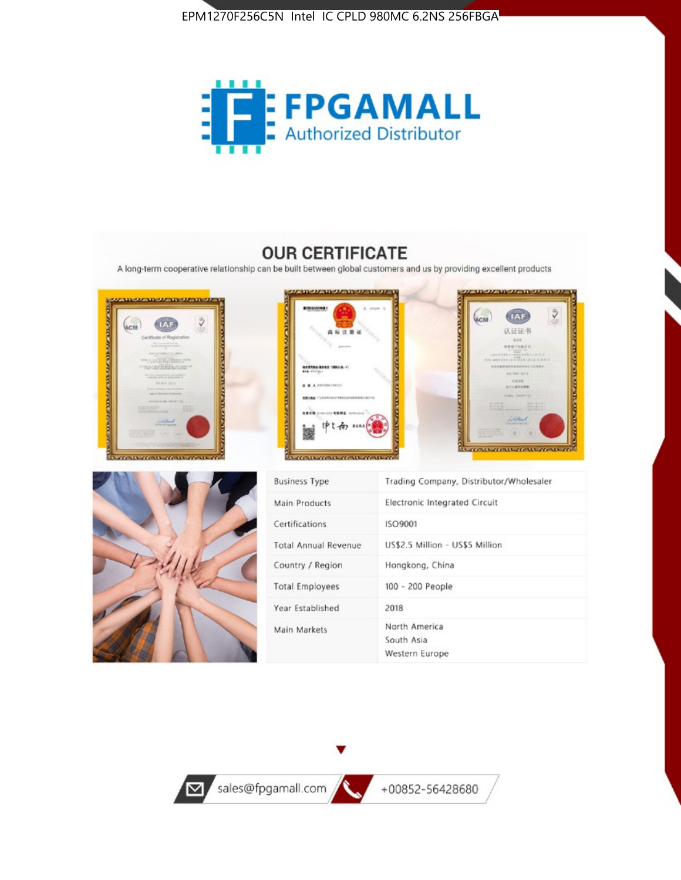FPGAMALL
Authorized Distributor

## OUR CERTIFICATE

A long-term cooperative relationship can be built between global customers and us by providing excellent products

| | |
|---|---|
| Business Type | Trading Company, Distributor/Wholesaler |
| Main Products | Electronic Integrated Circuit |
| Certifications | ISO9001 |
| Total Annual Revenue | US$2.5 Million - US$5 Million |
| Country / Region | Hongkong, China |
| Total Employees | 100 - 200 People |
| Year Established | 2018 |
| Main Markets | North America<br>South Asia<br>Western Europe |

sales@fpgamall.com

+00852-56428680